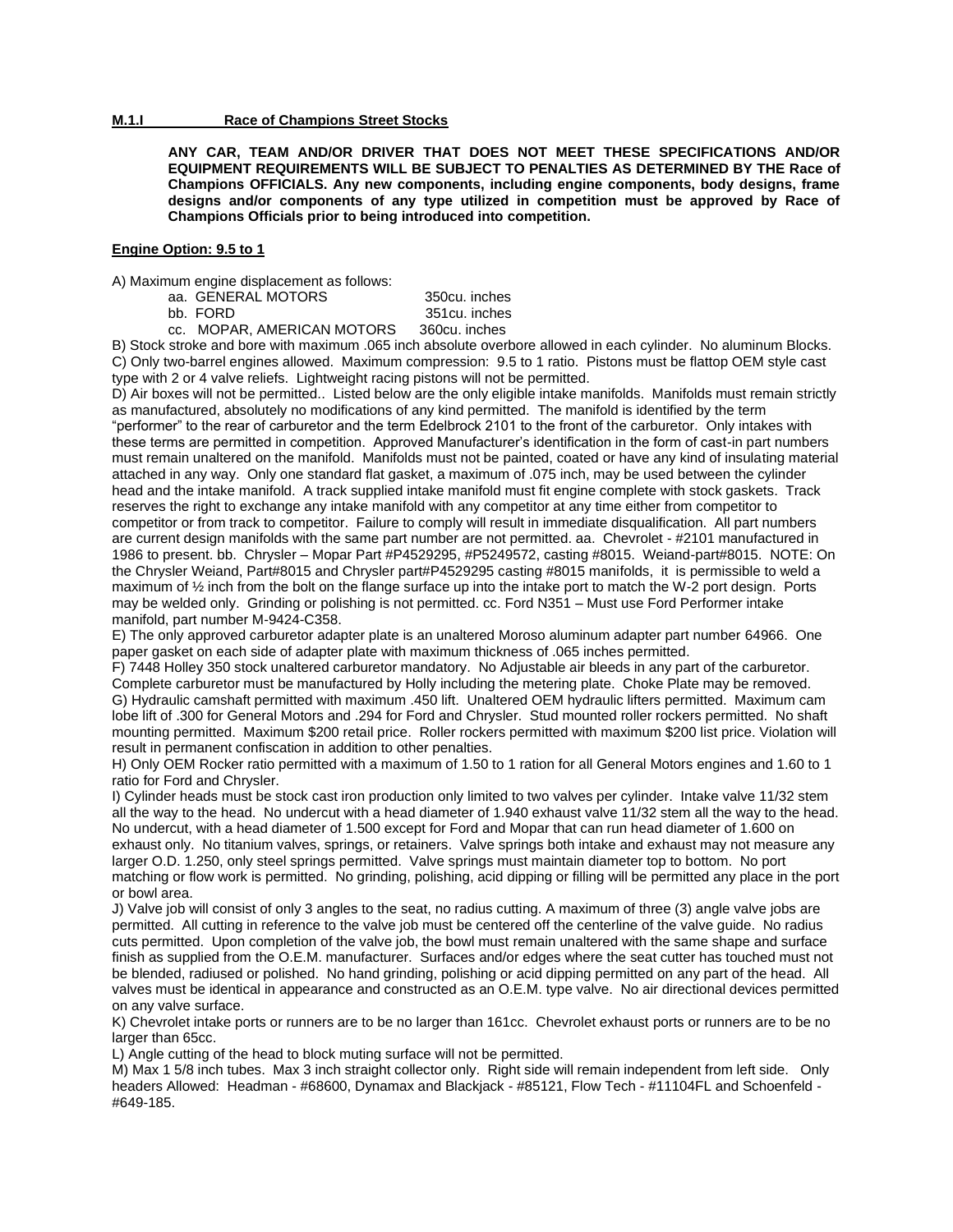**M.1.I Race of Champions Street Stocks**

**ANY CAR, TEAM AND/OR DRIVER THAT DOES NOT MEET THESE SPECIFICATIONS AND/OR EQUIPMENT REQUIREMENTS WILL BE SUBJECT TO PENALTIES AS DETERMINED BY THE Race of Champions OFFICIALS. Any new components, including engine components, body designs, frame designs and/or components of any type utilized in competition must be approved by Race of Champions Officials prior to being introduced into competition.**

**Engine Option: 9.5 to 1**

A) Maximum engine displacement as follows:

aa. GENERAL MOTORS 350cu. inches
bb. FORD 351cu. inches
cc. MOPAR, AMERICAN MOTORS 360cu. inches

B) Stock stroke and bore with maximum .065 inch absolute overbore allowed in each cylinder. No aluminum Blocks.

C) Only two-barrel engines allowed. Maximum compression: 9.5 to 1 ratio. Pistons must be flattop OEM style cast type with 2 or 4 valve reliefs. Lightweight racing pistons will not be permitted.

D) Air boxes will not be permitted.. Listed below are the only eligible intake manifolds. Manifolds must remain strictly as manufactured, absolutely no modifications of any kind permitted. The manifold is identified by the term "performer" to the rear of carburetor and the term Edelbrock 2101 to the front of the carburetor. Only intakes with these terms are permitted in competition. Approved Manufacturer's identification in the form of cast-in part numbers must remain unaltered on the manifold. Manifolds must not be painted, coated or have any kind of insulating material attached in any way. Only one standard flat gasket, a maximum of .075 inch, may be used between the cylinder head and the intake manifold. A track supplied intake manifold must fit engine complete with stock gaskets. Track reserves the right to exchange any intake manifold with any competitor at any time either from competitor to competitor or from track to competitor. Failure to comply will result in immediate disqualification. All part numbers are current design manifolds with the same part number are not permitted. aa. Chevrolet - #2101 manufactured in 1986 to present. bb. Chrysler – Mopar Part #P4529295, #P5249572, casting #8015. Weiand-part#8015. NOTE: On the Chrysler Weiand, Part#8015 and Chrysler part#P4529295 casting #8015 manifolds, it is permissible to weld a maximum of ½ inch from the bolt on the flange surface up into the intake port to match the W-2 port design. Ports may be welded only. Grinding or polishing is not permitted. cc. Ford N351 – Must use Ford Performer intake manifold, part number M-9424-C358.

E) The only approved carburetor adapter plate is an unaltered Moroso aluminum adapter part number 64966. One paper gasket on each side of adapter plate with maximum thickness of .065 inches permitted.

F) 7448 Holley 350 stock unaltered carburetor mandatory. No Adjustable air bleeds in any part of the carburetor. Complete carburetor must be manufactured by Holly including the metering plate. Choke Plate may be removed.

G) Hydraulic camshaft permitted with maximum .450 lift. Unaltered OEM hydraulic lifters permitted. Maximum cam lobe lift of .300 for General Motors and .294 for Ford and Chrysler. Stud mounted roller rockers permitted. No shaft mounting permitted. Maximum $200 retail price. Roller rockers permitted with maximum $200 list price. Violation will result in permanent confiscation in addition to other penalties.

H) Only OEM Rocker ratio permitted with a maximum of 1.50 to 1 ration for all General Motors engines and 1.60 to 1 ratio for Ford and Chrysler.

I) Cylinder heads must be stock cast iron production only limited to two valves per cylinder. Intake valve 11/32 stem all the way to the head. No undercut with a head diameter of 1.940 exhaust valve 11/32 stem all the way to the head. No undercut, with a head diameter of 1.500 except for Ford and Mopar that can run head diameter of 1.600 on exhaust only. No titanium valves, springs, or retainers. Valve springs both intake and exhaust may not measure any larger O.D. 1.250, only steel springs permitted. Valve springs must maintain diameter top to bottom. No port matching or flow work is permitted. No grinding, polishing, acid dipping or filling will be permitted any place in the port or bowl area.

J) Valve job will consist of only 3 angles to the seat, no radius cutting. A maximum of three (3) angle valve jobs are permitted. All cutting in reference to the valve job must be centered off the centerline of the valve guide. No radius cuts permitted. Upon completion of the valve job, the bowl must remain unaltered with the same shape and surface finish as supplied from the O.E.M. manufacturer. Surfaces and/or edges where the seat cutter has touched must not be blended, radiused or polished. No hand grinding, polishing or acid dipping permitted on any part of the head. All valves must be identical in appearance and constructed as an O.E.M. type valve. No air directional devices permitted on any valve surface.

K) Chevrolet intake ports or runners are to be no larger than 161cc. Chevrolet exhaust ports or runners are to be no larger than 65cc.

L) Angle cutting of the head to block muting surface will not be permitted.

M) Max 1 5/8 inch tubes. Max 3 inch straight collector only. Right side will remain independent from left side. Only headers Allowed: Headman - #68600, Dynamax and Blackjack - #85121, Flow Tech - #11104FL and Schoenfeld - #649-185.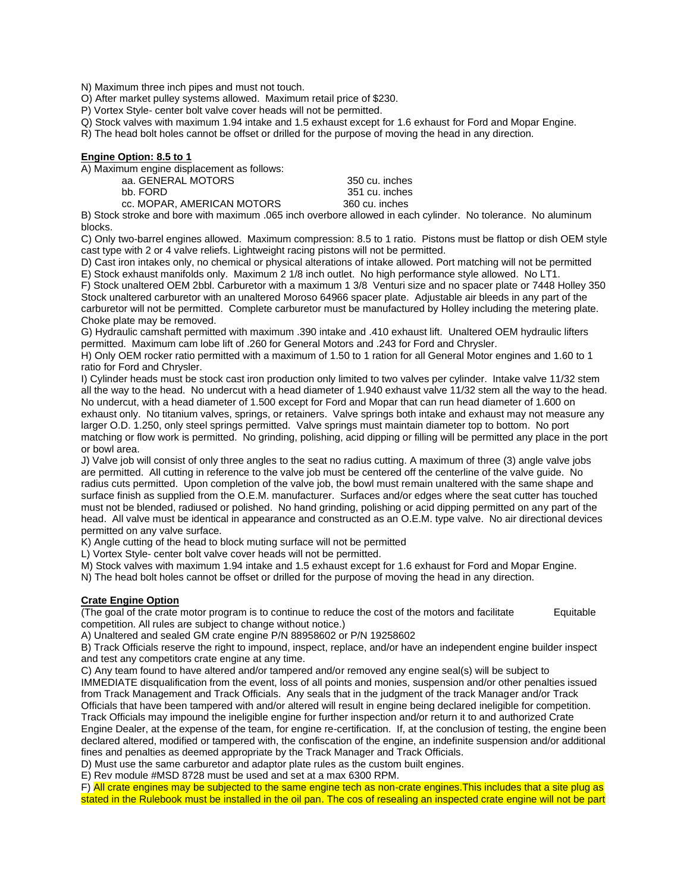N) Maximum three inch pipes and must not touch.
O) After market pulley systems allowed. Maximum retail price of $230.
P) Vortex Style- center bolt valve cover heads will not be permitted.
Q) Stock valves with maximum 1.94 intake and 1.5 exhaust except for 1.6 exhaust for Ford and Mopar Engine.
R) The head bolt holes cannot be offset or drilled for the purpose of moving the head in any direction.

**Engine Option: 8.5 to 1**

A) Maximum engine displacement as follows:

| | |
|---|---|
| aa. GENERAL MOTORS | 350 cu. inches |
| bb. FORD | 351 cu. inches |
| cc. MOPAR, AMERICAN MOTORS | 360 cu. inches |

B) Stock stroke and bore with maximum .065 inch overbore allowed in each cylinder. No tolerance. No aluminum blocks.
C) Only two-barrel engines allowed. Maximum compression: 8.5 to 1 ratio. Pistons must be flattop or dish OEM style cast type with 2 or 4 valve reliefs. Lightweight racing pistons will not be permitted.
D) Cast iron intakes only, no chemical or physical alterations of intake allowed. Port matching will not be permitted
E) Stock exhaust manifolds only. Maximum 2 1/8 inch outlet. No high performance style allowed. No LT1.
F) Stock unaltered OEM 2bbl. Carburetor with a maximum 1 3/8 Venturi size and no spacer plate or 7448 Holley 350 Stock unaltered carburetor with an unaltered Moroso 64966 spacer plate. Adjustable air bleeds in any part of the carburetor will not be permitted. Complete carburetor must be manufactured by Holley including the metering plate. Choke plate may be removed.
G) Hydraulic camshaft permitted with maximum .390 intake and .410 exhaust lift. Unaltered OEM hydraulic lifters permitted. Maximum cam lobe lift of .260 for General Motors and .243 for Ford and Chrysler.
H) Only OEM rocker ratio permitted with a maximum of 1.50 to 1 ration for all General Motor engines and 1.60 to 1 ratio for Ford and Chrysler.
I) Cylinder heads must be stock cast iron production only limited to two valves per cylinder. Intake valve 11/32 stem all the way to the head. No undercut with a head diameter of 1.940 exhaust valve 11/32 stem all the way to the head. No undercut, with a head diameter of 1.500 except for Ford and Mopar that can run head diameter of 1.600 on exhaust only. No titanium valves, springs, or retainers. Valve springs both intake and exhaust may not measure any larger O.D. 1.250, only steel springs permitted. Valve springs must maintain diameter top to bottom. No port matching or flow work is permitted. No grinding, polishing, acid dipping or filling will be permitted any place in the port or bowl area.
J) Valve job will consist of only three angles to the seat no radius cutting. A maximum of three (3) angle valve jobs are permitted. All cutting in reference to the valve job must be centered off the centerline of the valve guide. No radius cuts permitted. Upon completion of the valve job, the bowl must remain unaltered with the same shape and surface finish as supplied from the O.E.M. manufacturer. Surfaces and/or edges where the seat cutter has touched must not be blended, radiused or polished. No hand grinding, polishing or acid dipping permitted on any part of the head. All valve must be identical in appearance and constructed as an O.E.M. type valve. No air directional devices permitted on any valve surface.
K) Angle cutting of the head to block muting surface will not be permitted
L) Vortex Style- center bolt valve cover heads will not be permitted.
M) Stock valves with maximum 1.94 intake and 1.5 exhaust except for 1.6 exhaust for Ford and Mopar Engine.
N) The head bolt holes cannot be offset or drilled for the purpose of moving the head in any direction.

**Crate Engine Option**

(The goal of the crate motor program is to continue to reduce the cost of the motors and facilitate Equitable competition. All rules are subject to change without notice.)
A) Unaltered and sealed GM crate engine P/N 88958602 or P/N 19258602
B) Track Officials reserve the right to impound, inspect, replace, and/or have an independent engine builder inspect and test any competitors crate engine at any time.
C) Any team found to have altered and/or tampered and/or removed any engine seal(s) will be subject to IMMEDIATE disqualification from the event, loss of all points and monies, suspension and/or other penalties issued from Track Management and Track Officials. Any seals that in the judgment of the track Manager and/or Track Officials that have been tampered with and/or altered will result in engine being declared ineligible for competition. Track Officials may impound the ineligible engine for further inspection and/or return it to and authorized Crate Engine Dealer, at the expense of the team, for engine re-certification. If, at the conclusion of testing, the engine been declared altered, modified or tampered with, the confiscation of the engine, an indefinite suspension and/or additional fines and penalties as deemed appropriate by the Track Manager and Track Officials.
D) Must use the same carburetor and adaptor plate rules as the custom built engines.
E) Rev module #MSD 8728 must be used and set at a max 6300 RPM.
F) All crate engines may be subjected to the same engine tech as non-crate engines.This includes that a site plug as stated in the Rulebook must be installed in the oil pan. The cos of resealing an inspected crate engine will not be part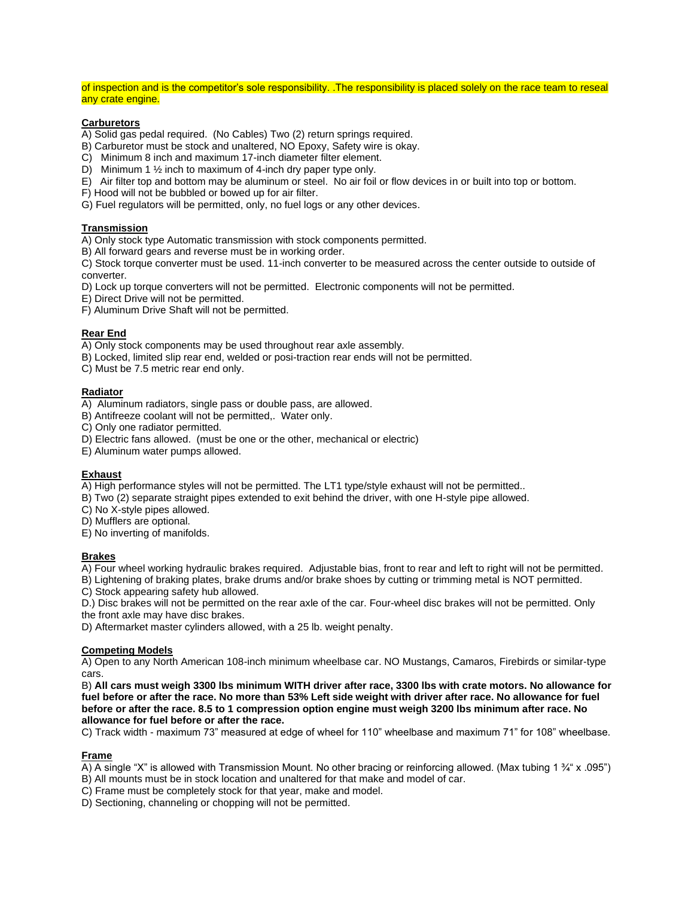of inspection and is the competitor's sole responsibility. .The responsibility is placed solely on the race team to reseal any crate engine.

**Carburetors**

A) Solid gas pedal required. (No Cables) Two (2) return springs required.
B) Carburetor must be stock and unaltered, NO Epoxy, Safety wire is okay.
C) Minimum 8 inch and maximum 17-inch diameter filter element.
D) Minimum 1 ½ inch to maximum of 4-inch dry paper type only.
E) Air filter top and bottom may be aluminum or steel. No air foil or flow devices in or built into top or bottom.
F) Hood will not be bubbled or bowed up for air filter.
G) Fuel regulators will be permitted, only, no fuel logs or any other devices.

**Transmission**

A) Only stock type Automatic transmission with stock components permitted.
B) All forward gears and reverse must be in working order.
C) Stock torque converter must be used. 11-inch converter to be measured across the center outside to outside of converter.
D) Lock up torque converters will not be permitted. Electronic components will not be permitted.
E) Direct Drive will not be permitted.
F) Aluminum Drive Shaft will not be permitted.

**Rear End**

A) Only stock components may be used throughout rear axle assembly.
B) Locked, limited slip rear end, welded or posi-traction rear ends will not be permitted.
C) Must be 7.5 metric rear end only.

**Radiator**

A) Aluminum radiators, single pass or double pass, are allowed.
B) Antifreeze coolant will not be permitted,. Water only.
C) Only one radiator permitted.
D) Electric fans allowed. (must be one or the other, mechanical or electric)
E) Aluminum water pumps allowed.

**Exhaust**

A) High performance styles will not be permitted. The LT1 type/style exhaust will not be permitted..
B) Two (2) separate straight pipes extended to exit behind the driver, with one H-style pipe allowed.
C) No X-style pipes allowed.
D) Mufflers are optional.
E) No inverting of manifolds.

**Brakes**

A) Four wheel working hydraulic brakes required. Adjustable bias, front to rear and left to right will not be permitted.
B) Lightening of braking plates, brake drums and/or brake shoes by cutting or trimming metal is NOT permitted.
C) Stock appearing safety hub allowed.
D.) Disc brakes will not be permitted on the rear axle of the car. Four-wheel disc brakes will not be permitted. Only the front axle may have disc brakes.
D) Aftermarket master cylinders allowed, with a 25 lb. weight penalty.

**Competing Models**

A) Open to any North American 108-inch minimum wheelbase car. NO Mustangs, Camaros, Firebirds or similar-type cars.
B) **All cars must weigh 3300 lbs minimum WITH driver after race, 3300 lbs with crate motors. No allowance for fuel before or after the race. No more than 53% Left side weight with driver after race. No allowance for fuel before or after the race. 8.5 to 1 compression option engine must weigh 3200 lbs minimum after race. No allowance for fuel before or after the race.**
C) Track width - maximum 73" measured at edge of wheel for 110" wheelbase and maximum 71" for 108" wheelbase.

**Frame**

A) A single "X" is allowed with Transmission Mount. No other bracing or reinforcing allowed. (Max tubing 1 ¾" x .095")
B) All mounts must be in stock location and unaltered for that make and model of car.
C) Frame must be completely stock for that year, make and model.
D) Sectioning, channeling or chopping will not be permitted.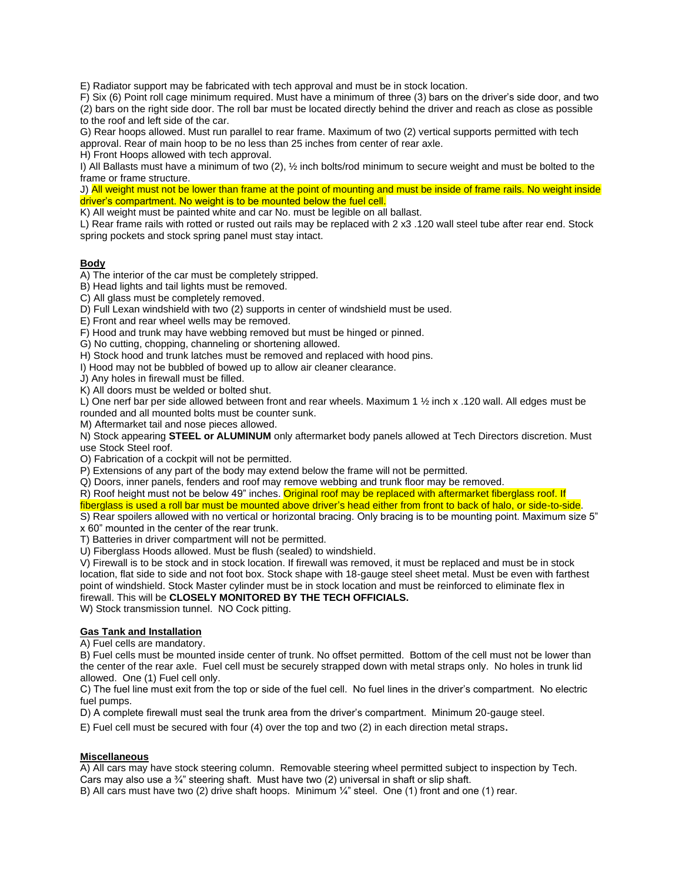E) Radiator support may be fabricated with tech approval and must be in stock location.
F) Six (6) Point roll cage minimum required. Must have a minimum of three (3) bars on the driver's side door, and two (2) bars on the right side door. The roll bar must be located directly behind the driver and reach as close as possible to the roof and left side of the car.
G) Rear hoops allowed. Must run parallel to rear frame. Maximum of two (2) vertical supports permitted with tech approval. Rear of main hoop to be no less than 25 inches from center of rear axle.
H) Front Hoops allowed with tech approval.
I) All Ballasts must have a minimum of two (2), ½ inch bolts/rod minimum to secure weight and must be bolted to the frame or frame structure.
J) All weight must not be lower than frame at the point of mounting and must be inside of frame rails. No weight inside driver's compartment. No weight is to be mounted below the fuel cell.
K) All weight must be painted white and car No. must be legible on all ballast.
L) Rear frame rails with rotted or rusted out rails may be replaced with 2 x3 .120 wall steel tube after rear end. Stock spring pockets and stock spring panel must stay intact.

## Body

A) The interior of the car must be completely stripped.
B) Head lights and tail lights must be removed.
C) All glass must be completely removed.
D) Full Lexan windshield with two (2) supports in center of windshield must be used.
E) Front and rear wheel wells may be removed.
F) Hood and trunk may have webbing removed but must be hinged or pinned.
G) No cutting, chopping, channeling or shortening allowed.
H) Stock hood and trunk latches must be removed and replaced with hood pins.
I) Hood may not be bubbled of bowed up to allow air cleaner clearance.
J) Any holes in firewall must be filled.
K) All doors must be welded or bolted shut.
L) One nerf bar per side allowed between front and rear wheels. Maximum 1 ½ inch x .120 wall. All edges must be rounded and all mounted bolts must be counter sunk.
M) Aftermarket tail and nose pieces allowed.
N) Stock appearing **STEEL or ALUMINUM** only aftermarket body panels allowed at Tech Directors discretion. Must use Stock Steel roof.
O) Fabrication of a cockpit will not be permitted.
P) Extensions of any part of the body may extend below the frame will not be permitted.
Q) Doors, inner panels, fenders and roof may remove webbing and trunk floor may be removed.
R) Roof height must not be below 49" inches. Original roof may be replaced with aftermarket fiberglass roof. If fiberglass is used a roll bar must be mounted above driver's head either from front to back of halo, or side-to-side.
S) Rear spoilers allowed with no vertical or horizontal bracing. Only bracing is to be mounting point. Maximum size 5" x 60" mounted in the center of the rear trunk.
T) Batteries in driver compartment will not be permitted.
U) Fiberglass Hoods allowed. Must be flush (sealed) to windshield.
V) Firewall is to be stock and in stock location. If firewall was removed, it must be replaced and must be in stock location, flat side to side and not foot box. Stock shape with 18-gauge steel sheet metal. Must be even with farthest point of windshield. Stock Master cylinder must be in stock location and must be reinforced to eliminate flex in firewall. This will be **CLOSELY MONITORED BY THE TECH OFFICIALS.**
W) Stock transmission tunnel. NO Cock pitting.

## Gas Tank and Installation

A) Fuel cells are mandatory.
B) Fuel cells must be mounted inside center of trunk. No offset permitted. Bottom of the cell must not be lower than the center of the rear axle. Fuel cell must be securely strapped down with metal straps only. No holes in trunk lid allowed. One (1) Fuel cell only.
C) The fuel line must exit from the top or side of the fuel cell. No fuel lines in the driver's compartment. No electric fuel pumps.
D) A complete firewall must seal the trunk area from the driver's compartment. Minimum 20-gauge steel.
E) Fuel cell must be secured with four (4) over the top and two (2) in each direction metal straps.

## Miscellaneous

A) All cars may have stock steering column. Removable steering wheel permitted subject to inspection by Tech. Cars may also use a ¾" steering shaft. Must have two (2) universal in shaft or slip shaft.
B) All cars must have two (2) drive shaft hoops. Minimum ¼" steel. One (1) front and one (1) rear.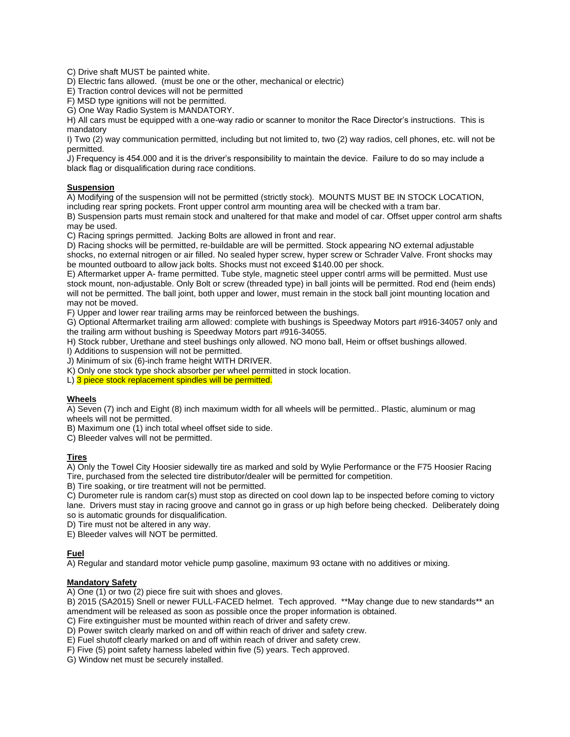C) Drive shaft MUST be painted white.
D) Electric fans allowed. (must be one or the other, mechanical or electric)
E) Traction control devices will not be permitted
F) MSD type ignitions will not be permitted.
G) One Way Radio System is MANDATORY.
H) All cars must be equipped with a one-way radio or scanner to monitor the Race Director's instructions. This is mandatory
I) Two (2) way communication permitted, including but not limited to, two (2) way radios, cell phones, etc. will not be permitted.
J) Frequency is 454.000 and it is the driver's responsibility to maintain the device. Failure to do so may include a black flag or disqualification during race conditions.

**Suspension**

A) Modifying of the suspension will not be permitted (strictly stock). MOUNTS MUST BE IN STOCK LOCATION, including rear spring pockets. Front upper control arm mounting area will be checked with a tram bar.
B) Suspension parts must remain stock and unaltered for that make and model of car. Offset upper control arm shafts may be used.
C) Racing springs permitted. Jacking Bolts are allowed in front and rear.
D) Racing shocks will be permitted, re-buildable are will be permitted. Stock appearing NO external adjustable shocks, no external nitrogen or air filled. No sealed hyper screw, hyper screw or Schrader Valve. Front shocks may be mounted outboard to allow jack bolts. Shocks must not exceed $140.00 per shock.
E) Aftermarket upper A- frame permitted. Tube style, magnetic steel upper contrl arms will be permitted. Must use stock mount, non-adjustable. Only Bolt or screw (threaded type) in ball joints will be permitted. Rod end (heim ends) will not be permitted. The ball joint, both upper and lower, must remain in the stock ball joint mounting location and may not be moved.
F) Upper and lower rear trailing arms may be reinforced between the bushings.
G) Optional Aftermarket trailing arm allowed: complete with bushings is Speedway Motors part #916-34057 only and the trailing arm without bushing is Speedway Motors part #916-34055.
H) Stock rubber, Urethane and steel bushings only allowed. NO mono ball, Heim or offset bushings allowed.
I) Additions to suspension will not be permitted.
J) Minimum of six (6)-inch frame height WITH DRIVER.
K) Only one stock type shock absorber per wheel permitted in stock location.
L) 3 piece stock replacement spindles will be permitted.

**Wheels**

A) Seven (7) inch and Eight (8) inch maximum width for all wheels will be permitted.. Plastic, aluminum or mag wheels will not be permitted.
B) Maximum one (1) inch total wheel offset side to side.
C) Bleeder valves will not be permitted.

**Tires**

A) Only the Towel City Hoosier sidewally tire as marked and sold by Wylie Performance or the F75 Hoosier Racing Tire, purchased from the selected tire distributor/dealer will be permitted for competition.
B) Tire soaking, or tire treatment will not be permitted.
C) Durometer rule is random car(s) must stop as directed on cool down lap to be inspected before coming to victory lane. Drivers must stay in racing groove and cannot go in grass or up high before being checked. Deliberately doing so is automatic grounds for disqualification.
D) Tire must not be altered in any way.
E) Bleeder valves will NOT be permitted.

**Fuel**

A) Regular and standard motor vehicle pump gasoline, maximum 93 octane with no additives or mixing.

**Mandatory Safety**

A) One (1) or two (2) piece fire suit with shoes and gloves.
B) 2015 (SA2015) Snell or newer FULL-FACED helmet. Tech approved. **May change due to new standards** an amendment will be released as soon as possible once the proper information is obtained.
C) Fire extinguisher must be mounted within reach of driver and safety crew.
D) Power switch clearly marked on and off within reach of driver and safety crew.
E) Fuel shutoff clearly marked on and off within reach of driver and safety crew.
F) Five (5) point safety harness labeled within five (5) years. Tech approved.
G) Window net must be securely installed.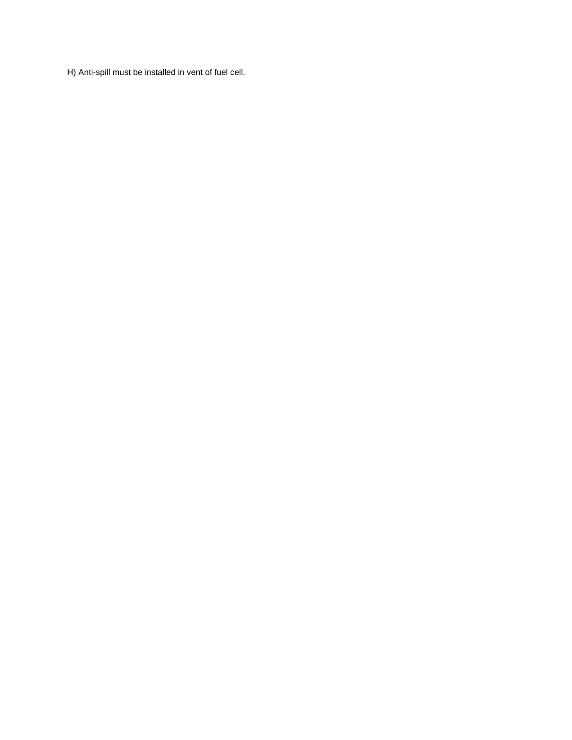H) Anti-spill must be installed in vent of fuel cell.